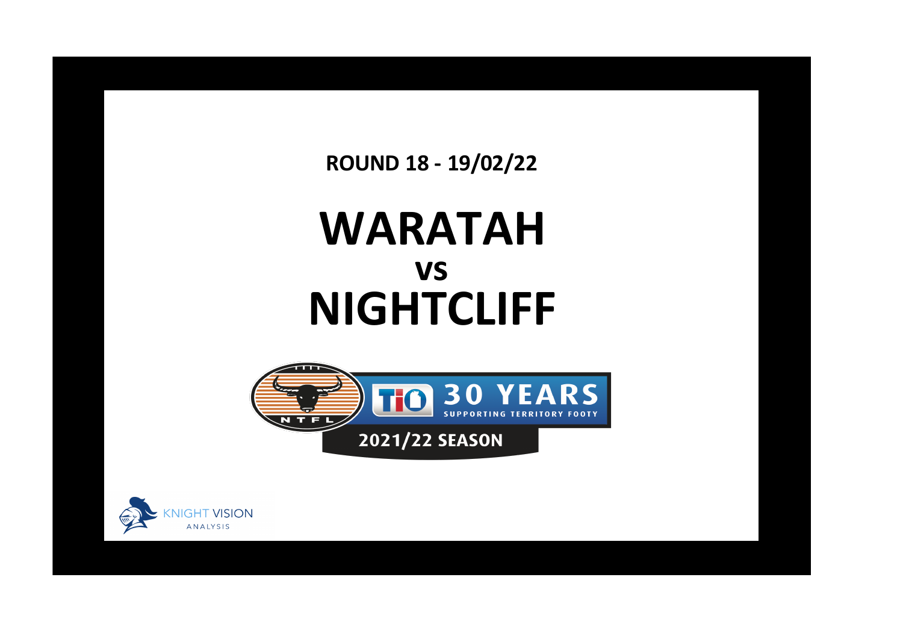**ROUND 18 - 19/02/22**

# WARATAH
## vs
# NIGHTCLIFF

NTFL

TIO 30 YEARS SUPPORTING TERRITORY FOOTY

2021/22 SEASON

KNIGHT VISION ANALYSIS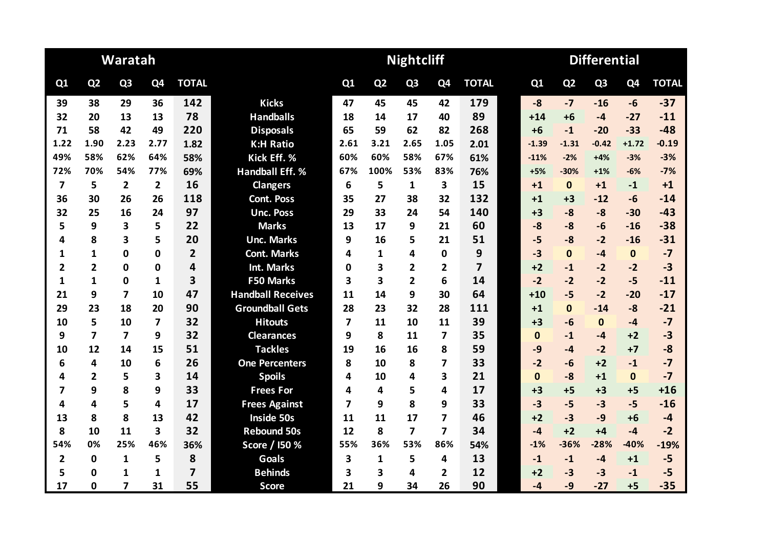| Waratah | | | | | | Nightcliff | | | | | Differential | | | | |
|---|---|---|---|---|---|---|---|---|---|---|---|---|---|---|---|
| Q1 | Q2 | Q3 | Q4 | TOTAL | | Q1 | Q2 | Q3 | Q4 | TOTAL | Q1 | Q2 | Q3 | Q4 | TOTAL |
| 39 | 38 | 29 | 36 | 142 | Kicks | 47 | 45 | 45 | 42 | 179 | -8 | -7 | -16 | -6 | -37 |
| 32 | 20 | 13 | 13 | 78 | Handballs | 18 | 14 | 17 | 40 | 89 | +14 | +6 | -4 | -27 | -11 |
| 71 | 58 | 42 | 49 | 220 | Disposals | 65 | 59 | 62 | 82 | 268 | +6 | -1 | -20 | -33 | -48 |
| 1.22 | 1.90 | 2.23 | 2.77 | 1.82 | K:H Ratio | 2.61 | 3.21 | 2.65 | 1.05 | 2.01 | -1.39 | -1.31 | -0.42 | +1.72 | -0.19 |
| 49% | 58% | 62% | 64% | 58% | Kick Eff. % | 60% | 60% | 58% | 67% | 61% | -11% | -2% | +4% | -3% | -3% |
| 72% | 70% | 54% | 77% | 69% | Handball Eff. % | 67% | 100% | 53% | 83% | 76% | +5% | -30% | +1% | -6% | -7% |
| 7 | 5 | 2 | 2 | 16 | Clangers | 6 | 5 | 1 | 3 | 15 | +1 | 0 | +1 | -1 | +1 |
| 36 | 30 | 26 | 26 | 118 | Cont. Poss | 35 | 27 | 38 | 32 | 132 | +1 | +3 | -12 | -6 | -14 |
| 32 | 25 | 16 | 24 | 97 | Unc. Poss | 29 | 33 | 24 | 54 | 140 | +3 | -8 | -8 | -30 | -43 |
| 5 | 9 | 3 | 5 | 22 | Marks | 13 | 17 | 9 | 21 | 60 | -8 | -8 | -6 | -16 | -38 |
| 4 | 8 | 3 | 5 | 20 | Unc. Marks | 9 | 16 | 5 | 21 | 51 | -5 | -8 | -2 | -16 | -31 |
| 1 | 1 | 0 | 0 | 2 | Cont. Marks | 4 | 1 | 4 | 0 | 9 | -3 | 0 | -4 | 0 | -7 |
| 2 | 2 | 0 | 0 | 4 | Int. Marks | 0 | 3 | 2 | 2 | 7 | +2 | -1 | -2 | -2 | -3 |
| 1 | 1 | 0 | 1 | 3 | F50 Marks | 3 | 3 | 2 | 6 | 14 | -2 | -2 | -2 | -5 | -11 |
| 21 | 9 | 7 | 10 | 47 | Handball Receives | 11 | 14 | 9 | 30 | 64 | +10 | -5 | -2 | -20 | -17 |
| 29 | 23 | 18 | 20 | 90 | Groundball Gets | 28 | 23 | 32 | 28 | 111 | +1 | 0 | -14 | -8 | -21 |
| 10 | 5 | 10 | 7 | 32 | Hitouts | 7 | 11 | 10 | 11 | 39 | +3 | -6 | 0 | -4 | -7 |
| 9 | 7 | 7 | 9 | 32 | Clearances | 9 | 8 | 11 | 7 | 35 | 0 | -1 | -4 | +2 | -3 |
| 10 | 12 | 14 | 15 | 51 | Tackles | 19 | 16 | 16 | 8 | 59 | -9 | -4 | -2 | +7 | -8 |
| 6 | 4 | 10 | 6 | 26 | One Percenters | 8 | 10 | 8 | 7 | 33 | -2 | -6 | +2 | -1 | -7 |
| 4 | 2 | 5 | 3 | 14 | Spoils | 4 | 10 | 4 | 3 | 21 | 0 | -8 | +1 | 0 | -7 |
| 7 | 9 | 8 | 9 | 33 | Frees For | 4 | 4 | 5 | 4 | 17 | +3 | +5 | +3 | +5 | +16 |
| 4 | 4 | 5 | 4 | 17 | Frees Against | 7 | 9 | 8 | 9 | 33 | -3 | -5 | -3 | -5 | -16 |
| 13 | 8 | 8 | 13 | 42 | Inside 50s | 11 | 11 | 17 | 7 | 46 | +2 | -3 | -9 | +6 | -4 |
| 8 | 10 | 11 | 3 | 32 | Rebound 50s | 12 | 8 | 7 | 7 | 34 | -4 | +2 | +4 | -4 | -2 |
| 54% | 0% | 25% | 46% | 36% | Score / I50 % | 55% | 36% | 53% | 86% | 54% | -1% | -36% | -28% | -40% | -19% |
| 2 | 0 | 1 | 5 | 8 | Goals | 3 | 1 | 5 | 4 | 13 | -1 | -1 | -4 | +1 | -5 |
| 5 | 0 | 1 | 1 | 7 | Behinds | 3 | 3 | 4 | 2 | 12 | +2 | -3 | -3 | -1 | -5 |
| 17 | 0 | 7 | 31 | 55 | Score | 21 | 9 | 34 | 26 | 90 | -4 | -9 | -27 | +5 | -35 |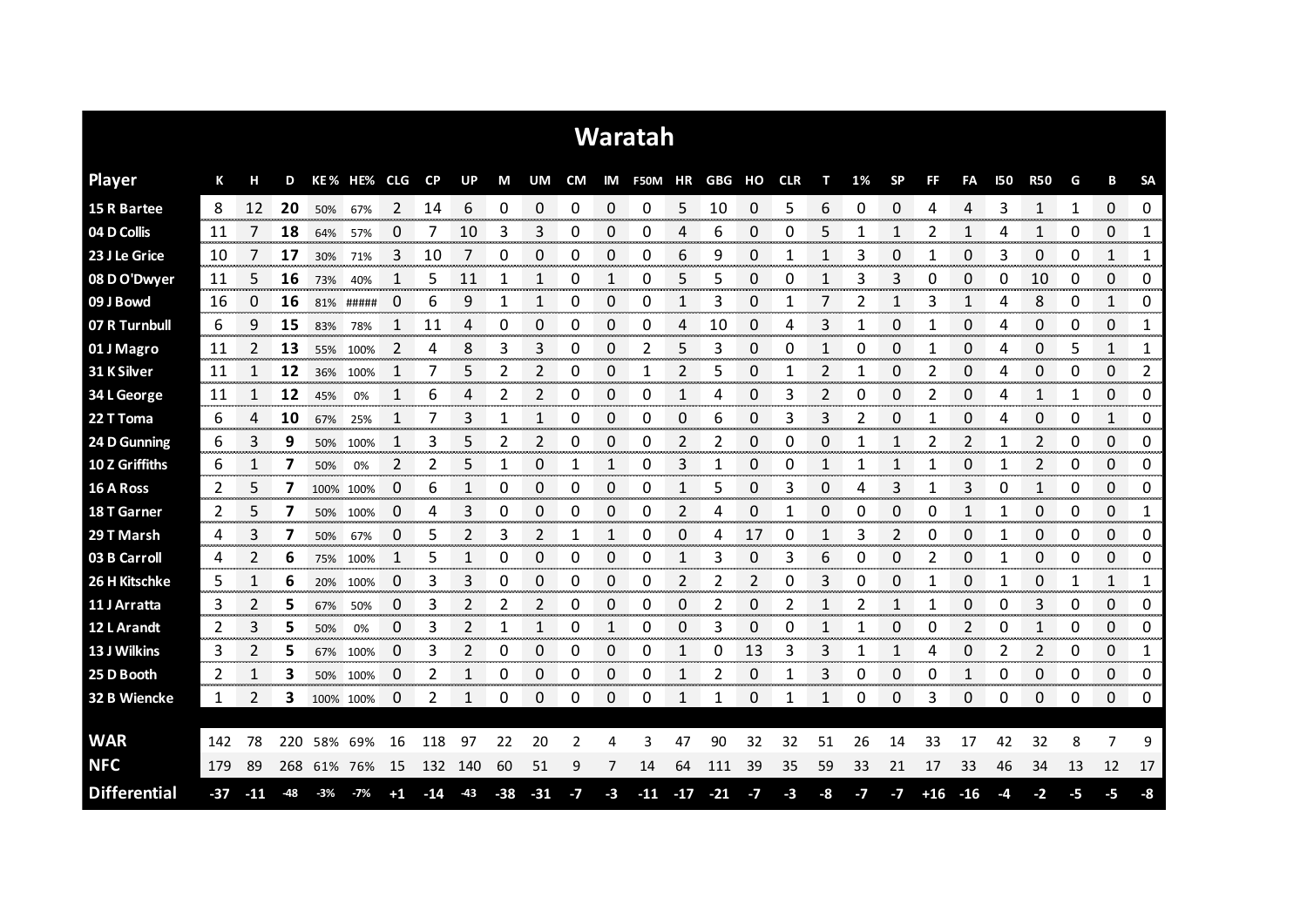# Waratah

| Player | K | H | D | KE% | HE% | CLG | CP | UP | M | UM | CM | IM | F50M | HR | GBG | HO | CLR | T | 1% | SP | FF | FA | I50 | R50 | G | B | SA |
|---|---|---|---|---|---|---|---|---|---|---|---|---|---|---|---|---|---|---|---|---|---|---|---|---|---|---|---|
| 15 R Bartee | 8 | 12 | **20** | 50% | 67% | 2 | 14 | 6 | 0 | 0 | 0 | 0 | 0 | 5 | 10 | 0 | 5 | 6 | 0 | 0 | 4 | 4 | 3 | 1 | 1 | 0 | 0 |
| 04 D Collis | 11 | 7 | **18** | 64% | 57% | 0 | 7 | 10 | 3 | 3 | 0 | 0 | 0 | 4 | 6 | 0 | 0 | 5 | 1 | 1 | 2 | 1 | 4 | 1 | 0 | 0 | 1 |
| 23 J Le Grice | 10 | 7 | **17** | 30% | 71% | 3 | 10 | 7 | 0 | 0 | 0 | 0 | 0 | 6 | 9 | 0 | 1 | 1 | 3 | 0 | 1 | 0 | 3 | 0 | 0 | 1 | 1 |
| 08 D O'Dwyer | 11 | 5 | **16** | 73% | 40% | 1 | 5 | 11 | 1 | 1 | 0 | 1 | 0 | 5 | 5 | 0 | 0 | 1 | 3 | 3 | 0 | 0 | 0 | 10 | 0 | 0 | 0 |
| 09 J Bowd | 16 | 0 | **16** | 81% | ##### | 0 | 6 | 9 | 1 | 1 | 0 | 0 | 0 | 1 | 3 | 0 | 1 | 7 | 2 | 1 | 3 | 1 | 4 | 8 | 0 | 1 | 0 |
| 07 R Turnbull | 6 | 9 | **15** | 83% | 78% | 1 | 11 | 4 | 0 | 0 | 0 | 0 | 0 | 4 | 10 | 0 | 4 | 3 | 1 | 0 | 1 | 0 | 4 | 0 | 0 | 0 | 1 |
| 01 J Magro | 11 | 2 | **13** | 55% | 100% | 2 | 4 | 8 | 3 | 3 | 0 | 0 | 2 | 5 | 3 | 0 | 0 | 1 | 0 | 0 | 1 | 0 | 4 | 0 | 5 | 1 | 1 |
| 31 K Silver | 11 | 1 | **12** | 36% | 100% | 1 | 7 | 5 | 2 | 2 | 0 | 0 | 1 | 2 | 5 | 0 | 1 | 2 | 1 | 0 | 2 | 0 | 4 | 0 | 0 | 0 | 2 |
| 34 L George | 11 | 1 | **12** | 45% | 0% | 1 | 6 | 4 | 2 | 2 | 0 | 0 | 0 | 1 | 4 | 0 | 3 | 2 | 0 | 0 | 2 | 0 | 4 | 1 | 1 | 0 | 0 |
| 22 T Toma | 6 | 4 | **10** | 67% | 25% | 1 | 7 | 3 | 1 | 1 | 0 | 0 | 0 | 0 | 6 | 0 | 3 | 3 | 2 | 0 | 1 | 0 | 4 | 0 | 0 | 1 | 0 |
| 24 D Gunning | 6 | 3 | **9** | 50% | 100% | 1 | 3 | 5 | 2 | 2 | 0 | 0 | 0 | 2 | 2 | 0 | 0 | 0 | 1 | 1 | 2 | 2 | 1 | 2 | 0 | 0 | 0 |
| 10 Z Griffiths | 6 | 1 | **7** | 50% | 0% | 2 | 2 | 5 | 1 | 0 | 1 | 1 | 0 | 3 | 1 | 0 | 0 | 1 | 1 | 1 | 1 | 0 | 1 | 2 | 0 | 0 | 0 |
| 16 A Ross | 2 | 5 | **7** | 100% | 100% | 0 | 6 | 1 | 0 | 0 | 0 | 0 | 0 | 1 | 5 | 0 | 3 | 0 | 4 | 3 | 1 | 3 | 0 | 1 | 0 | 0 | 0 |
| 18 T Garner | 2 | 5 | **7** | 50% | 100% | 0 | 4 | 3 | 0 | 0 | 0 | 0 | 0 | 2 | 4 | 0 | 1 | 0 | 0 | 0 | 0 | 1 | 1 | 0 | 0 | 0 | 1 |
| 29 T Marsh | 4 | 3 | **7** | 50% | 67% | 0 | 5 | 2 | 3 | 2 | 1 | 1 | 0 | 0 | 4 | 17 | 0 | 1 | 3 | 2 | 0 | 0 | 1 | 0 | 0 | 0 | 0 |
| 03 B Carroll | 4 | 2 | **6** | 75% | 100% | 1 | 5 | 1 | 0 | 0 | 0 | 0 | 0 | 1 | 3 | 0 | 3 | 6 | 0 | 0 | 2 | 0 | 1 | 0 | 0 | 0 | 0 |
| 26 H Kitschke | 5 | 1 | **6** | 20% | 100% | 0 | 3 | 3 | 0 | 0 | 0 | 0 | 0 | 2 | 2 | 2 | 0 | 3 | 0 | 0 | 1 | 0 | 1 | 0 | 1 | 1 | 1 |
| 11 J Arratta | 3 | 2 | **5** | 67% | 50% | 0 | 3 | 2 | 2 | 2 | 0 | 0 | 0 | 0 | 2 | 0 | 2 | 1 | 2 | 1 | 1 | 0 | 0 | 3 | 0 | 0 | 0 |
| 12 L Arandt | 2 | 3 | **5** | 50% | 0% | 0 | 3 | 2 | 1 | 1 | 0 | 1 | 0 | 0 | 3 | 0 | 0 | 1 | 1 | 0 | 0 | 2 | 0 | 1 | 0 | 0 | 0 |
| 13 J Wilkins | 3 | 2 | **5** | 67% | 100% | 0 | 3 | 2 | 0 | 0 | 0 | 0 | 0 | 1 | 0 | 13 | 3 | 3 | 1 | 1 | 4 | 0 | 2 | 2 | 0 | 0 | 1 |
| 25 D Booth | 2 | 1 | **3** | 50% | 100% | 0 | 2 | 1 | 0 | 0 | 0 | 0 | 0 | 1 | 2 | 0 | 1 | 3 | 0 | 0 | 0 | 1 | 0 | 0 | 0 | 0 | 0 |
| 32 B Wiencke | 1 | 2 | **3** | 100% | 100% | 0 | 2 | 1 | 0 | 0 | 0 | 0 | 0 | 1 | 1 | 0 | 1 | 1 | 0 | 0 | 3 | 0 | 0 | 0 | 0 | 0 | 0 |
| | | | | | | | | | | | | | | | | | | | | | | | | | | | |
| **WAR** | 142 | 78 | 220 | 58% | 69% | 16 | 118 | 97 | 22 | 20 | 2 | 4 | 3 | 47 | 90 | 32 | 32 | 51 | 26 | 14 | 33 | 17 | 42 | 32 | 8 | 7 | 9 |
| **NFC** | 179 | 89 | 268 | 61% | 76% | 15 | 132 | 140 | 60 | 51 | 9 | 7 | 14 | 64 | 111 | 39 | 35 | 59 | 33 | 21 | 17 | 33 | 46 | 34 | 13 | 12 | 17 |
| **Differential** | -37 | -11 | -48 | -3% | -7% | +1 | -14 | -43 | -38 | -31 | -7 | -3 | -11 | -17 | -21 | -7 | -3 | -8 | -7 | -7 | +16 | -16 | -4 | -2 | -5 | -5 | -8 |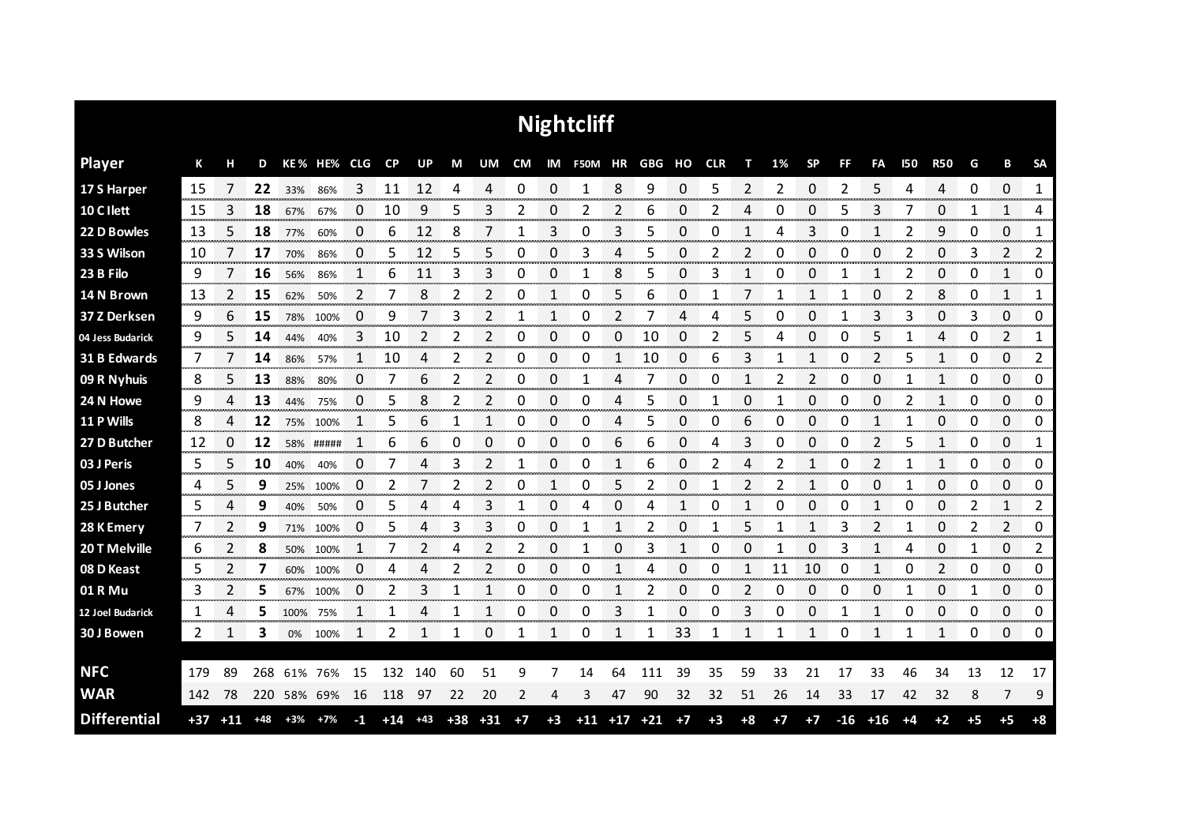# Nightcliff

| Player | K | H | D | KE% | HE% | CLG | CP | UP | M | UM | CM | IM | F50M | HR | GBG | HO | CLR | T | 1% | SP | FF | FA | I50 | R50 | G | B | SA |
|---|---|---|---|---|---|---|---|---|---|---|---|---|---|---|---|---|---|---|---|---|---|---|---|---|---|---|---|
| 17 S Harper | 15 | 7 | **22** | 33% | 86% | 3 | 11 | 12 | 4 | 4 | 0 | 0 | 1 | 8 | 9 | 0 | 5 | 2 | 2 | 0 | 2 | 5 | 4 | 4 | 0 | 0 | 1 |
| 10 C Ilett | 15 | 3 | **18** | 67% | 67% | 0 | 10 | 9 | 5 | 3 | 2 | 0 | 2 | 2 | 6 | 0 | 2 | 4 | 0 | 0 | 5 | 3 | 7 | 0 | 1 | 1 | 4 |
| 22 D Bowles | 13 | 5 | **18** | 77% | 60% | 0 | 6 | 12 | 8 | 7 | 1 | 3 | 0 | 3 | 5 | 0 | 0 | 1 | 4 | 3 | 0 | 1 | 2 | 9 | 0 | 0 | 1 |
| 33 S Wilson | 10 | 7 | **17** | 70% | 86% | 0 | 5 | 12 | 5 | 5 | 0 | 0 | 3 | 4 | 5 | 0 | 2 | 2 | 0 | 0 | 0 | 0 | 2 | 0 | 3 | 2 | 2 |
| 23 B Filo | 9 | 7 | **16** | 56% | 86% | 1 | 6 | 11 | 3 | 3 | 0 | 0 | 1 | 8 | 5 | 0 | 3 | 1 | 0 | 0 | 1 | 1 | 2 | 0 | 0 | 1 | 0 |
| 14 N Brown | 13 | 2 | **15** | 62% | 50% | 2 | 7 | 8 | 2 | 2 | 0 | 1 | 0 | 5 | 6 | 0 | 1 | 7 | 1 | 1 | 1 | 0 | 2 | 8 | 0 | 1 | 1 |
| 37 Z Derksen | 9 | 6 | **15** | 78% | 100% | 0 | 9 | 7 | 3 | 2 | 1 | 1 | 0 | 2 | 7 | 4 | 4 | 5 | 0 | 0 | 1 | 3 | 3 | 0 | 3 | 0 | 0 |
| 04 Jess Budarick | 9 | 5 | **14** | 44% | 40% | 3 | 10 | 2 | 2 | 2 | 0 | 0 | 0 | 0 | 10 | 0 | 2 | 5 | 4 | 0 | 0 | 5 | 1 | 4 | 0 | 2 | 1 |
| 31 B Edwards | 7 | 7 | **14** | 86% | 57% | 1 | 10 | 4 | 2 | 2 | 0 | 0 | 0 | 1 | 10 | 0 | 6 | 3 | 1 | 1 | 0 | 2 | 5 | 1 | 0 | 0 | 2 |
| 09 R Nyhuis | 8 | 5 | **13** | 88% | 80% | 0 | 7 | 6 | 2 | 2 | 0 | 0 | 1 | 4 | 7 | 0 | 0 | 1 | 2 | 2 | 0 | 0 | 1 | 1 | 0 | 0 | 0 |
| 24 N Howe | 9 | 4 | **13** | 44% | 75% | 0 | 5 | 8 | 2 | 2 | 0 | 0 | 0 | 4 | 5 | 0 | 1 | 0 | 1 | 0 | 0 | 0 | 2 | 1 | 0 | 0 | 0 |
| 11 P Wills | 8 | 4 | **12** | 75% | 100% | 1 | 5 | 6 | 1 | 1 | 0 | 0 | 0 | 4 | 5 | 0 | 0 | 6 | 0 | 0 | 0 | 1 | 1 | 0 | 0 | 0 | 0 |
| 27 D Butcher | 12 | 0 | **12** | 58% | ##### | 1 | 6 | 6 | 0 | 0 | 0 | 0 | 0 | 6 | 6 | 0 | 4 | 3 | 0 | 0 | 0 | 2 | 5 | 1 | 0 | 0 | 1 |
| 03 J Peris | 5 | 5 | **10** | 40% | 40% | 0 | 7 | 4 | 3 | 2 | 1 | 0 | 0 | 1 | 6 | 0 | 2 | 4 | 2 | 1 | 0 | 2 | 1 | 1 | 0 | 0 | 0 |
| 05 J Jones | 4 | 5 | **9** | 25% | 100% | 0 | 2 | 7 | 2 | 2 | 0 | 1 | 0 | 5 | 2 | 0 | 1 | 2 | 2 | 1 | 0 | 0 | 1 | 0 | 0 | 0 | 0 |
| 25 J Butcher | 5 | 4 | **9** | 40% | 50% | 0 | 5 | 4 | 4 | 3 | 1 | 0 | 4 | 0 | 4 | 1 | 0 | 1 | 0 | 0 | 0 | 1 | 0 | 0 | 2 | 1 | 2 |
| 28 K Emery | 7 | 2 | **9** | 71% | 100% | 0 | 5 | 4 | 3 | 3 | 0 | 0 | 1 | 1 | 2 | 0 | 1 | 5 | 1 | 1 | 3 | 2 | 1 | 0 | 2 | 2 | 0 |
| 20 T Melville | 6 | 2 | **8** | 50% | 100% | 1 | 7 | 2 | 4 | 2 | 2 | 0 | 1 | 0 | 3 | 1 | 0 | 0 | 1 | 0 | 3 | 1 | 4 | 0 | 1 | 0 | 2 |
| 08 D Keast | 5 | 2 | **7** | 60% | 100% | 0 | 4 | 4 | 2 | 2 | 0 | 0 | 0 | 1 | 4 | 0 | 0 | 1 | 11 | 10 | 0 | 1 | 0 | 2 | 0 | 0 | 0 |
| 01 R Mu | 3 | 2 | **5** | 67% | 100% | 0 | 2 | 3 | 1 | 1 | 0 | 0 | 0 | 1 | 2 | 0 | 0 | 2 | 0 | 0 | 0 | 0 | 1 | 0 | 1 | 0 | 0 |
| 12 Joel Budarick | 1 | 4 | **5** | 100% | 75% | 1 | 1 | 4 | 1 | 1 | 0 | 0 | 0 | 3 | 1 | 0 | 0 | 3 | 0 | 0 | 1 | 1 | 0 | 0 | 0 | 0 | 0 |
| 30 J Bowen | 2 | 1 | **3** | 0% | 100% | 1 | 2 | 1 | 1 | 0 | 1 | 1 | 0 | 1 | 1 | 33 | 1 | 1 | 1 | 1 | 0 | 1 | 1 | 1 | 0 | 0 | 0 |
| **NFC** | 179 | 89 | 268 | 61% | 76% | 15 | 132 | 140 | 60 | 51 | 9 | 7 | 14 | 64 | 111 | 39 | 35 | 59 | 33 | 21 | 17 | 33 | 46 | 34 | 13 | 12 | 17 |
| **WAR** | 142 | 78 | 220 | 58% | 69% | 16 | 118 | 97 | 22 | 20 | 2 | 4 | 3 | 47 | 90 | 32 | 32 | 51 | 26 | 14 | 33 | 17 | 42 | 32 | 8 | 7 | 9 |
| **Differential** | +37 | +11 | +48 | +3% | +7% | -1 | +14 | +43 | +38 | +31 | +7 | +3 | +11 | +17 | +21 | +7 | +3 | +8 | +7 | +7 | -16 | +16 | +4 | +2 | +5 | +5 | +8 |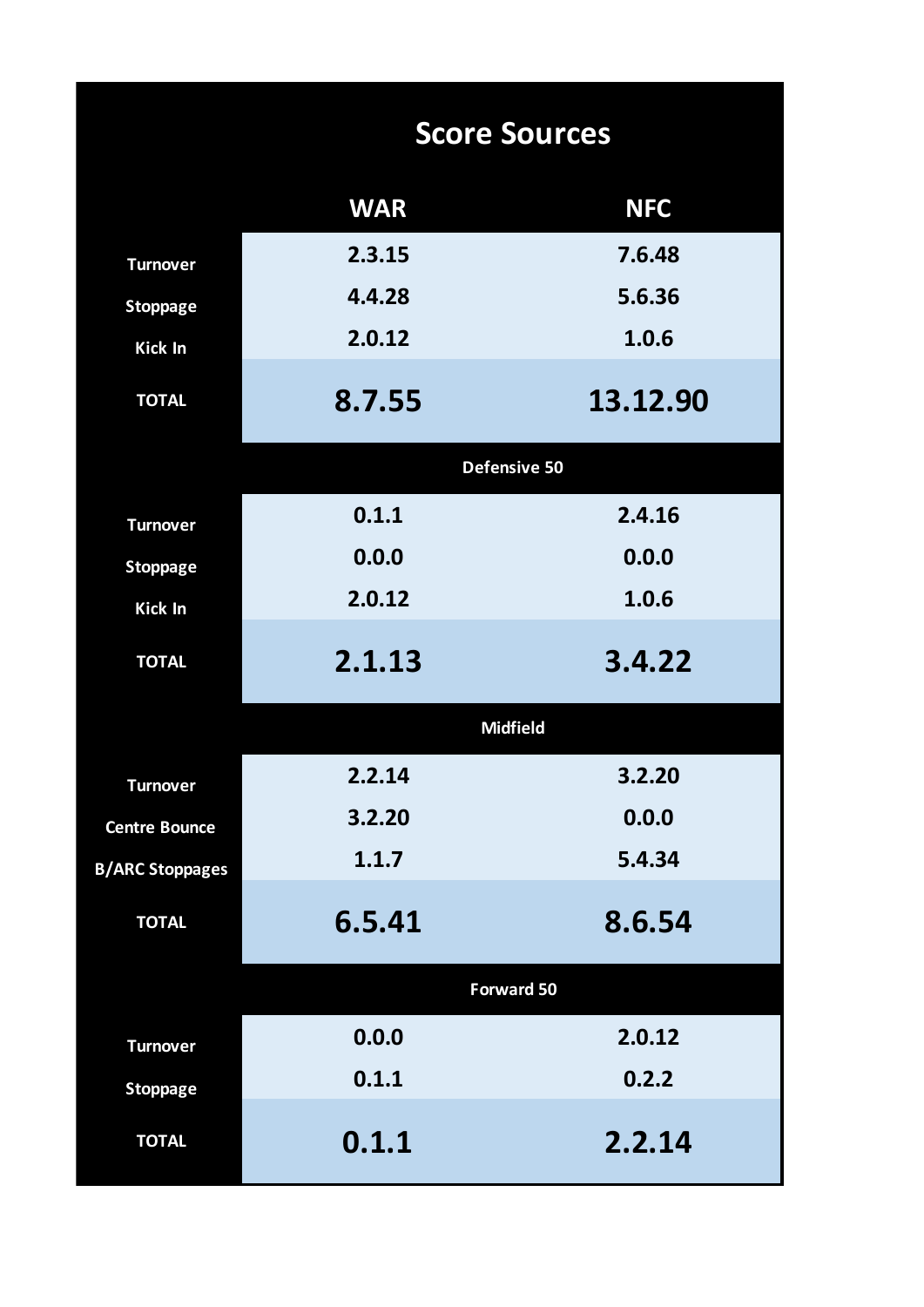# Score Sources

| | WAR | NFC |
|---|---|---|
| Turnover | 2.3.15 | 7.6.48 |
| Stoppage | 4.4.28 | 5.6.36 |
| Kick In | 2.0.12 | 1.0.6 |
| **TOTAL** | **8.7.55** | **13.12.90** |
| **Defensive 50** | | |
| Turnover | 0.1.1 | 2.4.16 |
| Stoppage | 0.0.0 | 0.0.0 |
| Kick In | 2.0.12 | 1.0.6 |
| **TOTAL** | **2.1.13** | **3.4.22** |
| **Midfield** | | |
| Turnover | 2.2.14 | 3.2.20 |
| Centre Bounce | 3.2.20 | 0.0.0 |
| B/ARC Stoppages | 1.1.7 | 5.4.34 |
| **TOTAL** | **6.5.41** | **8.6.54** |
| **Forward 50** | | |
| Turnover | 0.0.0 | 2.0.12 |
| Stoppage | 0.1.1 | 0.2.2 |
| **TOTAL** | **0.1.1** | **2.2.14** |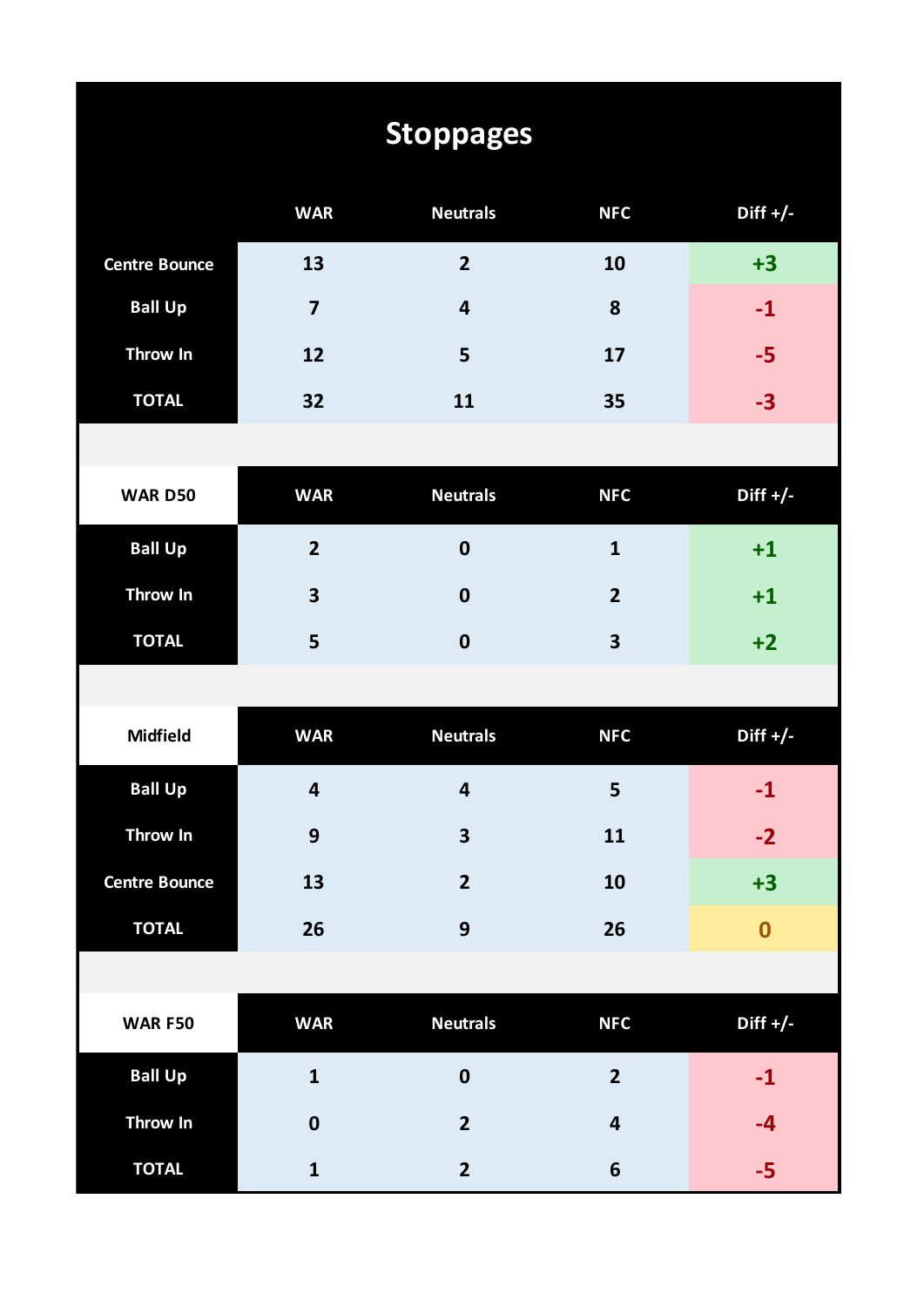# Stoppages

| | WAR | Neutrals | NFC | Diff +/- |
|---|---|---|---|---|
| Centre Bounce | 13 | 2 | 10 | +3 |
| Ball Up | 7 | 4 | 8 | -1 |
| Throw In | 12 | 5 | 17 | -5 |
| TOTAL | 32 | 11 | 35 | -3 |

| WAR D50 | WAR | Neutrals | NFC | Diff +/- |
|---|---|---|---|---|
| Ball Up | 2 | 0 | 1 | +1 |
| Throw In | 3 | 0 | 2 | +1 |
| TOTAL | 5 | 0 | 3 | +2 |

| Midfield | WAR | Neutrals | NFC | Diff +/- |
|---|---|---|---|---|
| Ball Up | 4 | 4 | 5 | -1 |
| Throw In | 9 | 3 | 11 | -2 |
| Centre Bounce | 13 | 2 | 10 | +3 |
| TOTAL | 26 | 9 | 26 | 0 |

| WAR F50 | WAR | Neutrals | NFC | Diff +/- |
|---|---|---|---|---|
| Ball Up | 1 | 0 | 2 | -1 |
| Throw In | 0 | 2 | 4 | -4 |
| TOTAL | 1 | 2 | 6 | -5 |